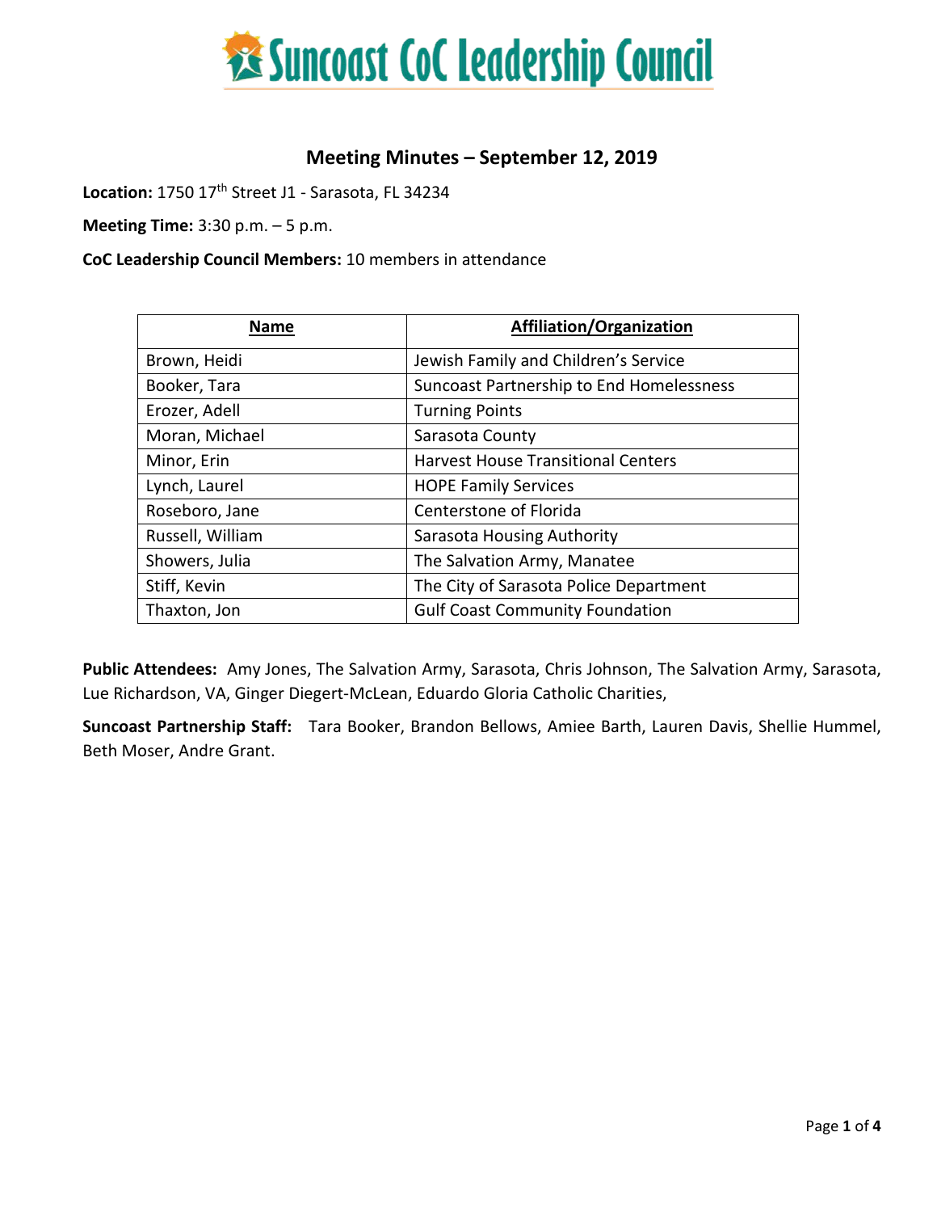# Suncoast CoC Leadership Council

## Meeting Minutes – September 12, 2019

**Location:** 1750 17th Street J1 - Sarasota, FL 34234

**Meeting Time:** 3:30 p.m. – 5 p.m.

**CoC Leadership Council Members:** 10 members in attendance

| Name | Affiliation/Organization |
|---|---|
| Brown, Heidi | Jewish Family and Children's Service |
| Booker, Tara | Suncoast Partnership to End Homelessness |
| Erozer, Adell | Turning Points |
| Moran, Michael | Sarasota County |
| Minor, Erin | Harvest House Transitional Centers |
| Lynch, Laurel | HOPE Family Services |
| Roseboro, Jane | Centerstone of Florida |
| Russell, William | Sarasota Housing Authority |
| Showers, Julia | The Salvation Army, Manatee |
| Stiff, Kevin | The City of Sarasota Police Department |
| Thaxton, Jon | Gulf Coast Community Foundation |

**Public Attendees:** Amy Jones, The Salvation Army, Sarasota, Chris Johnson, The Salvation Army, Sarasota, Lue Richardson, VA, Ginger Diegert-McLean, Eduardo Gloria Catholic Charities,

**Suncoast Partnership Staff:** Tara Booker, Brandon Bellows, Amiee Barth, Lauren Davis, Shellie Hummel, Beth Moser, Andre Grant.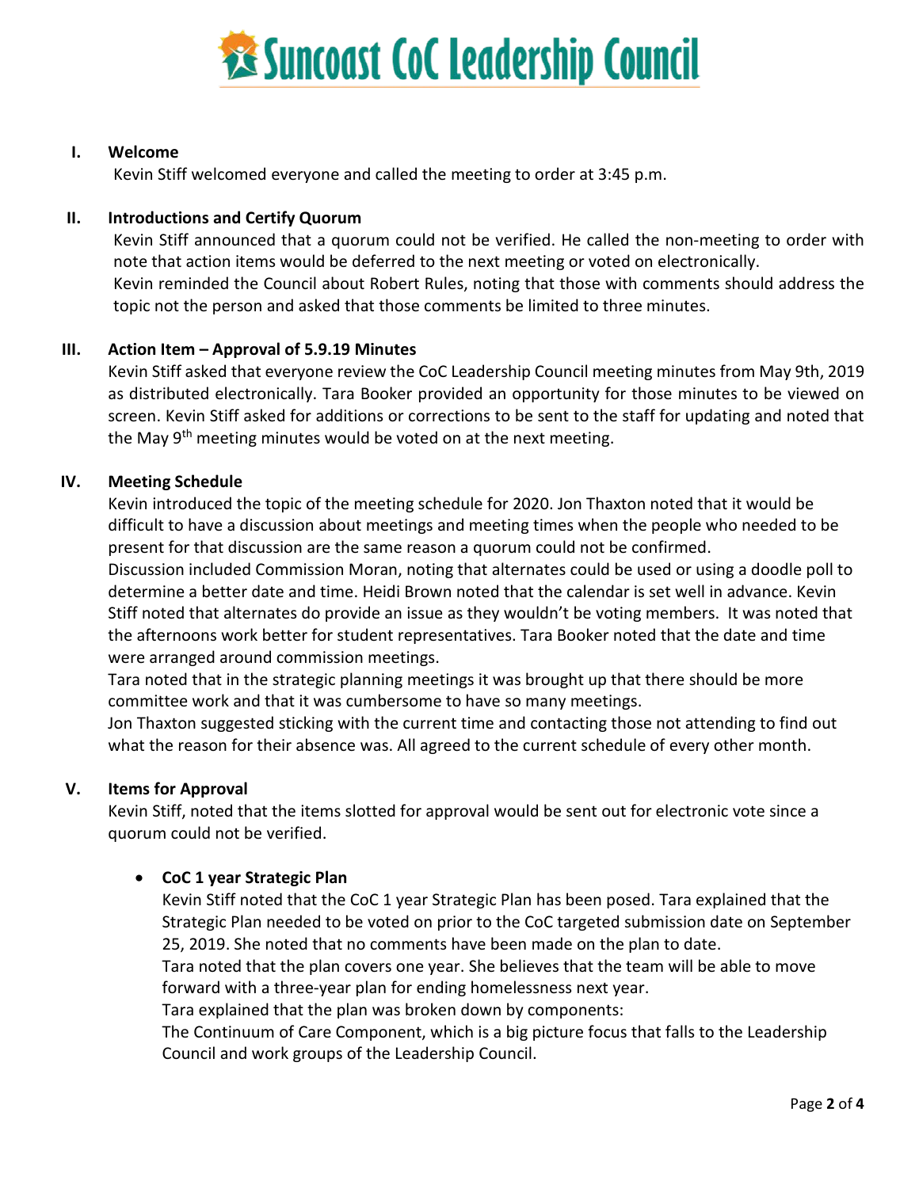# Suncoast CoC Leadership Council

## I. Welcome

Kevin Stiff welcomed everyone and called the meeting to order at 3:45 p.m.

## II. Introductions and Certify Quorum

Kevin Stiff announced that a quorum could not be verified. He called the non-meeting to order with note that action items would be deferred to the next meeting or voted on electronically.

Kevin reminded the Council about Robert Rules, noting that those with comments should address the topic not the person and asked that those comments be limited to three minutes.

## III. Action Item – Approval of 5.9.19 Minutes

Kevin Stiff asked that everyone review the CoC Leadership Council meeting minutes from May 9th, 2019 as distributed electronically. Tara Booker provided an opportunity for those minutes to be viewed on screen. Kevin Stiff asked for additions or corrections to be sent to the staff for updating and noted that the May 9th meeting minutes would be voted on at the next meeting.

## IV. Meeting Schedule

Kevin introduced the topic of the meeting schedule for 2020. Jon Thaxton noted that it would be difficult to have a discussion about meetings and meeting times when the people who needed to be present for that discussion are the same reason a quorum could not be confirmed.

Discussion included Commission Moran, noting that alternates could be used or using a doodle poll to determine a better date and time. Heidi Brown noted that the calendar is set well in advance. Kevin Stiff noted that alternates do provide an issue as they wouldn't be voting members. It was noted that the afternoons work better for student representatives. Tara Booker noted that the date and time were arranged around commission meetings.

Tara noted that in the strategic planning meetings it was brought up that there should be more committee work and that it was cumbersome to have so many meetings.

Jon Thaxton suggested sticking with the current time and contacting those not attending to find out what the reason for their absence was. All agreed to the current schedule of every other month.

## V. Items for Approval

Kevin Stiff, noted that the items slotted for approval would be sent out for electronic vote since a quorum could not be verified.

- **CoC 1 year Strategic Plan**

  Kevin Stiff noted that the CoC 1 year Strategic Plan has been posed. Tara explained that the Strategic Plan needed to be voted on prior to the CoC targeted submission date on September 25, 2019. She noted that no comments have been made on the plan to date.

  Tara noted that the plan covers one year. She believes that the team will be able to move forward with a three-year plan for ending homelessness next year.

  Tara explained that the plan was broken down by components:

  The Continuum of Care Component, which is a big picture focus that falls to the Leadership Council and work groups of the Leadership Council.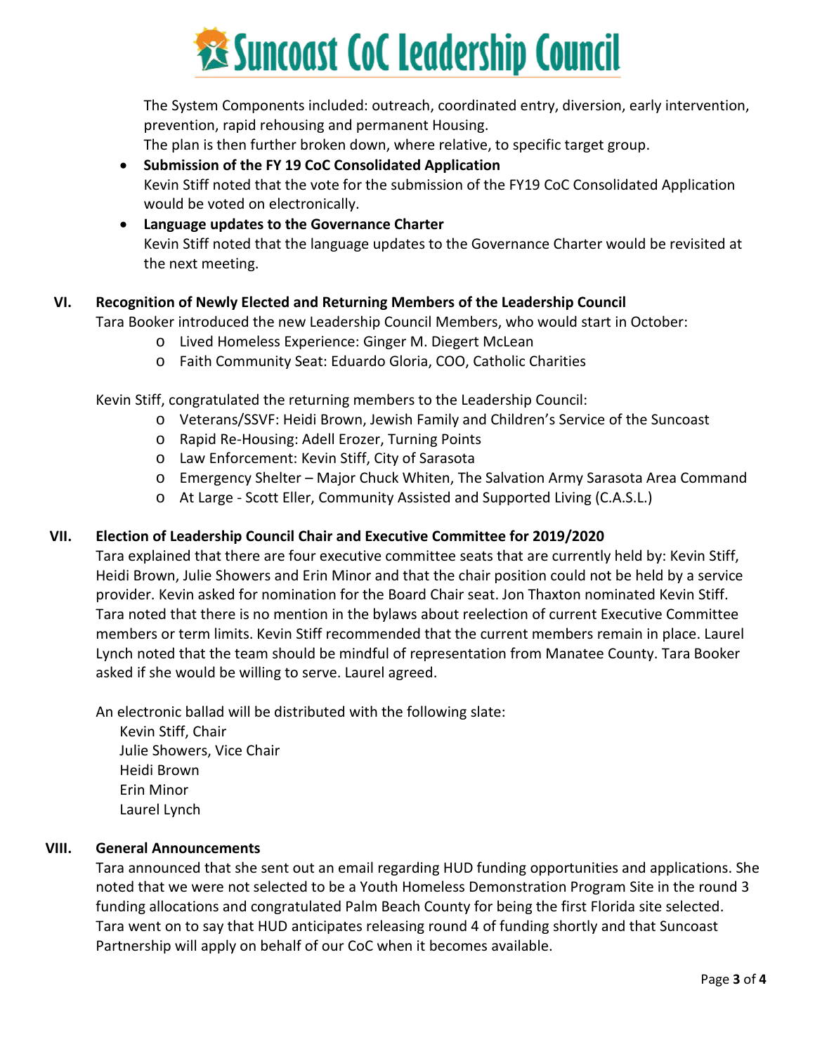The System Components included: outreach, coordinated entry, diversion, early intervention, prevention, rapid rehousing and permanent Housing.
The plan is then further broken down, where relative, to specific target group.

- **Submission of the FY 19 CoC Consolidated Application**
  Kevin Stiff noted that the vote for the submission of the FY19 CoC Consolidated Application would be voted on electronically.
- **Language updates to the Governance Charter**
  Kevin Stiff noted that the language updates to the Governance Charter would be revisited at the next meeting.

## VI. Recognition of Newly Elected and Returning Members of the Leadership Council

Tara Booker introduced the new Leadership Council Members, who would start in October:

- Lived Homeless Experience: Ginger M. Diegert McLean
- Faith Community Seat: Eduardo Gloria, COO, Catholic Charities

Kevin Stiff, congratulated the returning members to the Leadership Council:

- Veterans/SSVF: Heidi Brown, Jewish Family and Children's Service of the Suncoast
- Rapid Re-Housing: Adell Erozer, Turning Points
- Law Enforcement: Kevin Stiff, City of Sarasota
- Emergency Shelter – Major Chuck Whiten, The Salvation Army Sarasota Area Command
- At Large - Scott Eller, Community Assisted and Supported Living (C.A.S.L.)

## VII. Election of Leadership Council Chair and Executive Committee for 2019/2020

Tara explained that there are four executive committee seats that are currently held by: Kevin Stiff, Heidi Brown, Julie Showers and Erin Minor and that the chair position could not be held by a service provider. Kevin asked for nomination for the Board Chair seat. Jon Thaxton nominated Kevin Stiff. Tara noted that there is no mention in the bylaws about reelection of current Executive Committee members or term limits. Kevin Stiff recommended that the current members remain in place. Laurel Lynch noted that the team should be mindful of representation from Manatee County. Tara Booker asked if she would be willing to serve. Laurel agreed.

An electronic ballad will be distributed with the following slate:

Kevin Stiff, Chair
Julie Showers, Vice Chair
Heidi Brown
Erin Minor
Laurel Lynch

## VIII. General Announcements

Tara announced that she sent out an email regarding HUD funding opportunities and applications. She noted that we were not selected to be a Youth Homeless Demonstration Program Site in the round 3 funding allocations and congratulated Palm Beach County for being the first Florida site selected. Tara went on to say that HUD anticipates releasing round 4 of funding shortly and that Suncoast Partnership will apply on behalf of our CoC when it becomes available.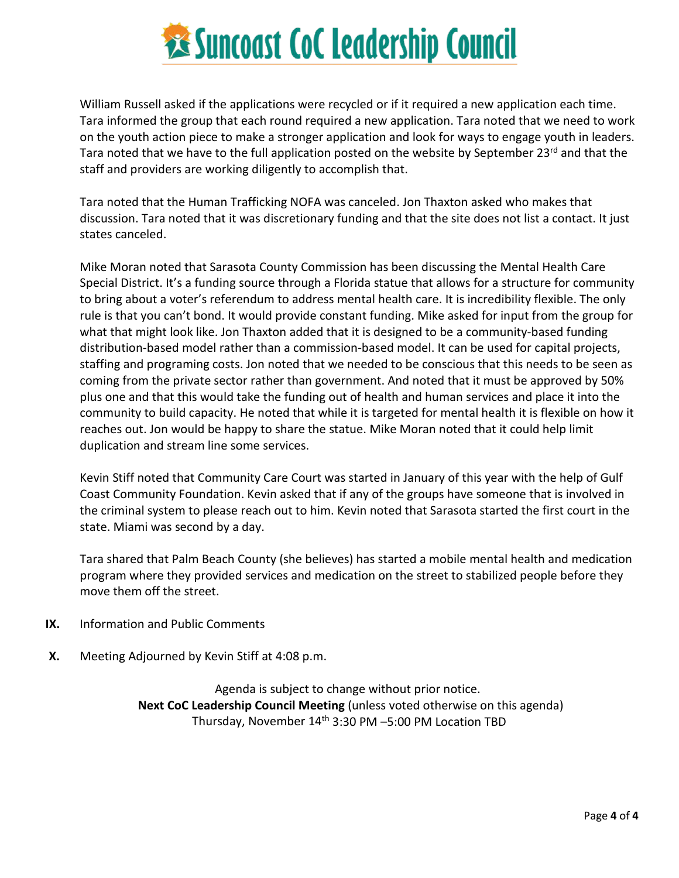William Russell asked if the applications were recycled or if it required a new application each time. Tara informed the group that each round required a new application. Tara noted that we need to work on the youth action piece to make a stronger application and look for ways to engage youth in leaders. Tara noted that we have to the full application posted on the website by September 23rd and that the staff and providers are working diligently to accomplish that.

Tara noted that the Human Trafficking NOFA was canceled. Jon Thaxton asked who makes that discussion. Tara noted that it was discretionary funding and that the site does not list a contact. It just states canceled.

Mike Moran noted that Sarasota County Commission has been discussing the Mental Health Care Special District. It's a funding source through a Florida statue that allows for a structure for community to bring about a voter's referendum to address mental health care. It is incredibility flexible. The only rule is that you can't bond. It would provide constant funding. Mike asked for input from the group for what that might look like. Jon Thaxton added that it is designed to be a community-based funding distribution-based model rather than a commission-based model. It can be used for capital projects, staffing and programing costs. Jon noted that we needed to be conscious that this needs to be seen as coming from the private sector rather than government. And noted that it must be approved by 50% plus one and that this would take the funding out of health and human services and place it into the community to build capacity. He noted that while it is targeted for mental health it is flexible on how it reaches out. Jon would be happy to share the statue. Mike Moran noted that it could help limit duplication and stream line some services.

Kevin Stiff noted that Community Care Court was started in January of this year with the help of Gulf Coast Community Foundation. Kevin asked that if any of the groups have someone that is involved in the criminal system to please reach out to him. Kevin noted that Sarasota started the first court in the state. Miami was second by a day.

Tara shared that Palm Beach County (she believes) has started a mobile mental health and medication program where they provided services and medication on the street to stabilized people before they move them off the street.

**IX.** Information and Public Comments

**X.** Meeting Adjourned by Kevin Stiff at 4:08 p.m.

Agenda is subject to change without prior notice.
**Next CoC Leadership Council Meeting** (unless voted otherwise on this agenda)
Thursday, November 14th 3:30 PM –5:00 PM Location TBD